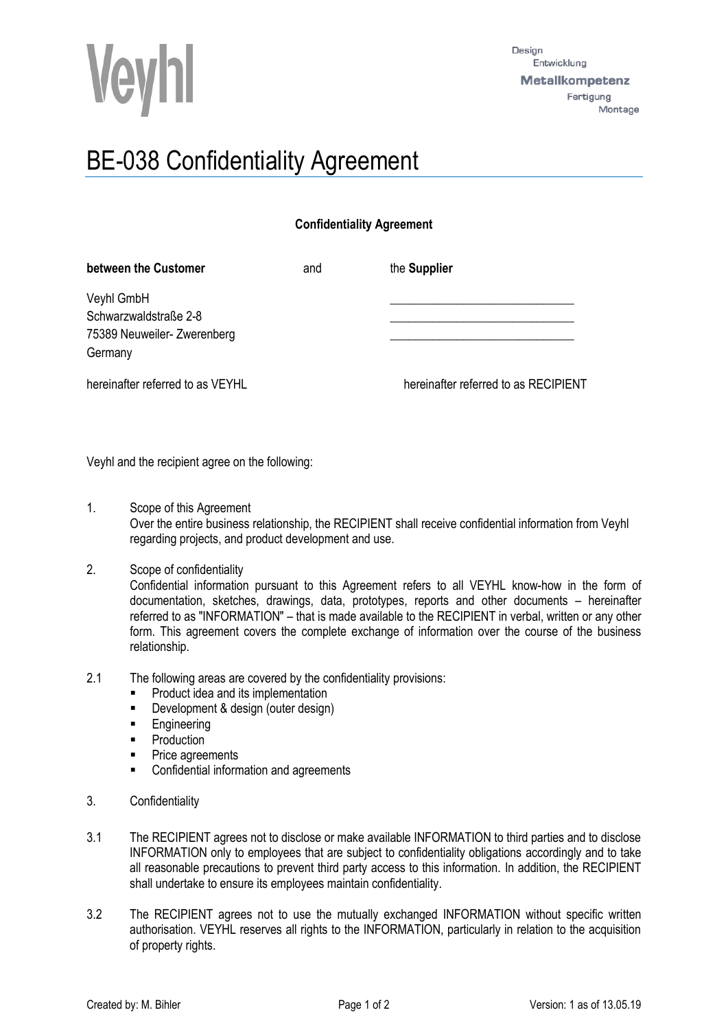Veyhl

Design
Entwicklung
**Metallkompetenz**
Fertigung
Montage

# BE-038 Confidentiality Agreement

**Confidentiality Agreement**

| **between the Customer** | and | the **Supplier** |
|---|---|---|
| Veyhl GmbH | | \_\_\_\_\_\_\_\_\_\_\_\_\_\_\_\_\_\_\_\_\_\_\_\_\_\_\_\_\_\_ |
| Schwarzwaldstraße 2-8 | | \_\_\_\_\_\_\_\_\_\_\_\_\_\_\_\_\_\_\_\_\_\_\_\_\_\_\_\_\_\_ |
| 75389 Neuweiler- Zwerenberg | | \_\_\_\_\_\_\_\_\_\_\_\_\_\_\_\_\_\_\_\_\_\_\_\_\_\_\_\_\_\_ |
| Germany | | |
| hereinafter referred to as VEYHL | | hereinafter referred to as RECIPIENT |

Veyhl and the recipient agree on the following:

1. Scope of this Agreement
   Over the entire business relationship, the RECIPIENT shall receive confidential information from Veyhl regarding projects, and product development and use.

2. Scope of confidentiality
   Confidential information pursuant to this Agreement refers to all VEYHL know-how in the form of documentation, sketches, drawings, data, prototypes, reports and other documents – hereinafter referred to as "INFORMATION" – that is made available to the RECIPIENT in verbal, written or any other form. This agreement covers the complete exchange of information over the course of the business relationship.

2.1 The following areas are covered by the confidentiality provisions:
   - Product idea and its implementation
   - Development & design (outer design)
   - Engineering
   - Production
   - Price agreements
   - Confidential information and agreements

3. Confidentiality

3.1 The RECIPIENT agrees not to disclose or make available INFORMATION to third parties and to disclose INFORMATION only to employees that are subject to confidentiality obligations accordingly and to take all reasonable precautions to prevent third party access to this information. In addition, the RECIPIENT shall undertake to ensure its employees maintain confidentiality.

3.2 The RECIPIENT agrees not to use the mutually exchanged INFORMATION without specific written authorisation. VEYHL reserves all rights to the INFORMATION, particularly in relation to the acquisition of property rights.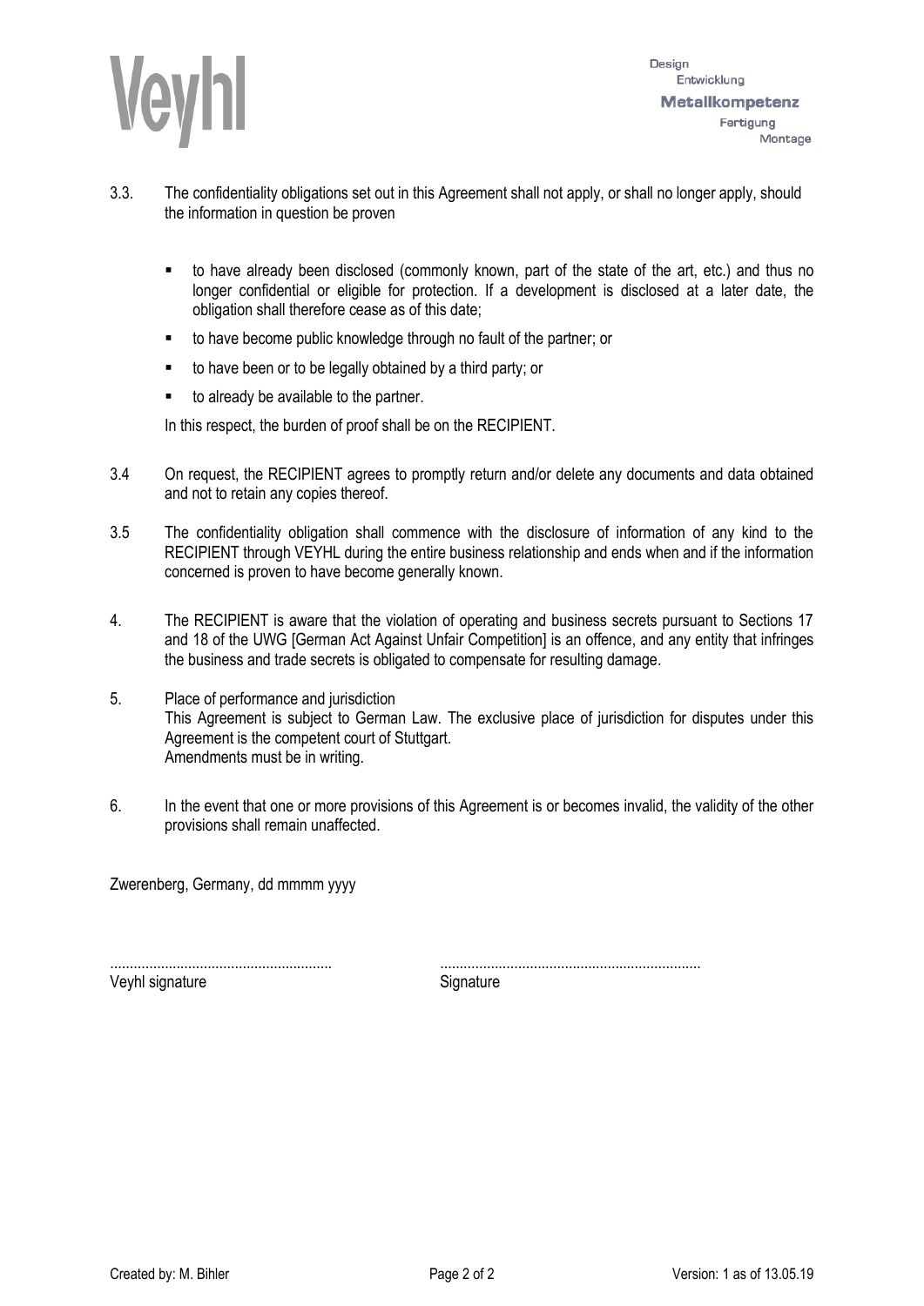3.3. The confidentiality obligations set out in this Agreement shall not apply, or shall no longer apply, should the information in question be proven

- to have already been disclosed (commonly known, part of the state of the art, etc.) and thus no longer confidential or eligible for protection. If a development is disclosed at a later date, the obligation shall therefore cease as of this date;
- to have become public knowledge through no fault of the partner; or
- to have been or to be legally obtained by a third party; or
- to already be available to the partner.

In this respect, the burden of proof shall be on the RECIPIENT.

3.4 On request, the RECIPIENT agrees to promptly return and/or delete any documents and data obtained and not to retain any copies thereof.

3.5 The confidentiality obligation shall commence with the disclosure of information of any kind to the RECIPIENT through VEYHL during the entire business relationship and ends when and if the information concerned is proven to have become generally known.

4. The RECIPIENT is aware that the violation of operating and business secrets pursuant to Sections 17 and 18 of the UWG [German Act Against Unfair Competition] is an offence, and any entity that infringes the business and trade secrets is obligated to compensate for resulting damage.

5. Place of performance and jurisdiction
This Agreement is subject to German Law. The exclusive place of jurisdiction for disputes under this Agreement is the competent court of Stuttgart.
Amendments must be in writing.

6. In the event that one or more provisions of this Agreement is or becomes invalid, the validity of the other provisions shall remain unaffected.

Zwerenberg, Germany, dd mmmm yyyy

......................................................... ..................................................................
Veyhl signature Signature

Created by: M. Bihler Version: 1 as of 13.05.19